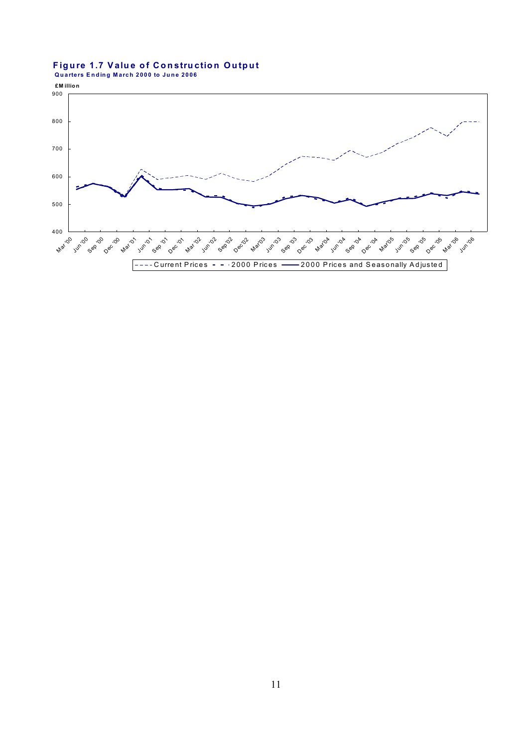**Figure 1.7 Value of Construction Output**

**Quarters Ending March 2000 to June 2006**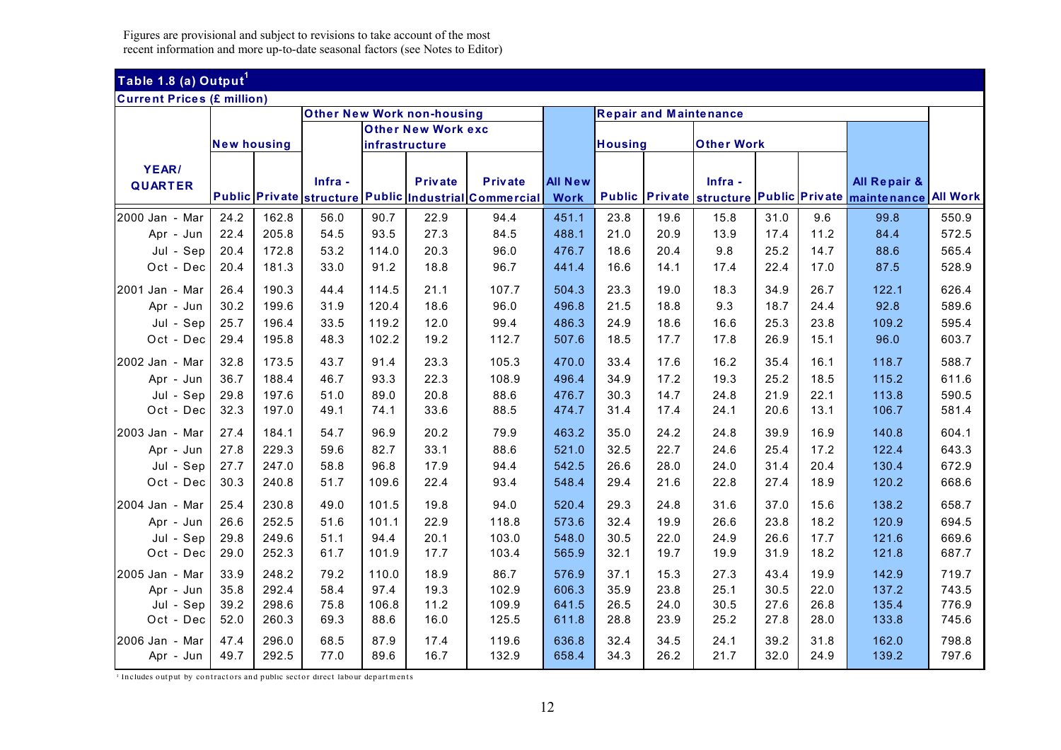Figures are provisional and subject to revisions to take account of the most recent information and more up-to-date seasonal factors (see Notes to Editor)

## Table 1.8 (a) Output[1]

**Current Prices (£ million)**

| YEAR/ QUARTER | New housing | | Other New Work non-housing | | | | All New Work | Repair and Maintenance | | | | | All Repair & maintenance | All Work |
|---|---|---|---|---|---|---|---|---|---|---|---|---|---|---|
| | | | | Other New Work exc infrastructure | | | | Housing | | Other Work | | | | |
| | Public | Private | Infra - structure | Public | Private Industrial | Private Commercial | | Public | Private | Infra - structure | Public | Private | | |
| 2000 Jan - Mar | 24.2 | 162.8 | 56.0 | 90.7 | 22.9 | 94.4 | 451.1 | 23.8 | 19.6 | 15.8 | 31.0 | 9.6 | 99.8 | 550.9 |
| Apr - Jun | 22.4 | 205.8 | 54.5 | 93.5 | 27.3 | 84.5 | 488.1 | 21.0 | 20.9 | 13.9 | 17.4 | 11.2 | 84.4 | 572.5 |
| Jul - Sep | 20.4 | 172.8 | 53.2 | 114.0 | 20.3 | 96.0 | 476.7 | 18.6 | 20.4 | 9.8 | 25.2 | 14.7 | 88.6 | 565.4 |
| Oct - Dec | 20.4 | 181.3 | 33.0 | 91.2 | 18.8 | 96.7 | 441.4 | 16.6 | 14.1 | 17.4 | 22.4 | 17.0 | 87.5 | 528.9 |
| 2001 Jan - Mar | 26.4 | 190.3 | 44.4 | 114.5 | 21.1 | 107.7 | 504.3 | 23.3 | 19.0 | 18.3 | 34.9 | 26.7 | 122.1 | 626.4 |
| Apr - Jun | 30.2 | 199.6 | 31.9 | 120.4 | 18.6 | 96.0 | 496.8 | 21.5 | 18.8 | 9.3 | 18.7 | 24.4 | 92.8 | 589.6 |
| Jul - Sep | 25.7 | 196.4 | 33.5 | 119.2 | 12.0 | 99.4 | 486.3 | 24.9 | 18.6 | 16.6 | 25.3 | 23.8 | 109.2 | 595.4 |
| Oct - Dec | 29.4 | 195.8 | 48.3 | 102.2 | 19.2 | 112.7 | 507.6 | 18.5 | 17.7 | 17.8 | 26.9 | 15.1 | 96.0 | 603.7 |
| 2002 Jan - Mar | 32.8 | 173.5 | 43.7 | 91.4 | 23.3 | 105.3 | 470.0 | 33.4 | 17.6 | 16.2 | 35.4 | 16.1 | 118.7 | 588.7 |
| Apr - Jun | 36.7 | 188.4 | 46.7 | 93.3 | 22.3 | 108.9 | 496.4 | 34.9 | 17.2 | 19.3 | 25.2 | 18.5 | 115.2 | 611.6 |
| Jul - Sep | 29.8 | 197.6 | 51.0 | 89.0 | 20.8 | 88.6 | 476.7 | 30.3 | 14.7 | 24.8 | 21.9 | 22.1 | 113.8 | 590.5 |
| Oct - Dec | 32.3 | 197.0 | 49.1 | 74.1 | 33.6 | 88.5 | 474.7 | 31.4 | 17.4 | 24.1 | 20.6 | 13.1 | 106.7 | 581.4 |
| 2003 Jan - Mar | 27.4 | 184.1 | 54.7 | 96.9 | 20.2 | 79.9 | 463.2 | 35.0 | 24.2 | 24.8 | 39.9 | 16.9 | 140.8 | 604.1 |
| Apr - Jun | 27.8 | 229.3 | 59.6 | 82.7 | 33.1 | 88.6 | 521.0 | 32.5 | 22.7 | 24.6 | 25.4 | 17.2 | 122.4 | 643.3 |
| Jul - Sep | 27.7 | 247.0 | 58.8 | 96.8 | 17.9 | 94.4 | 542.5 | 26.6 | 28.0 | 24.0 | 31.4 | 20.4 | 130.4 | 672.9 |
| Oct - Dec | 30.3 | 240.8 | 51.7 | 109.6 | 22.4 | 93.4 | 548.4 | 29.4 | 21.6 | 22.8 | 27.4 | 18.9 | 120.2 | 668.6 |
| 2004 Jan - Mar | 25.4 | 230.8 | 49.0 | 101.5 | 19.8 | 94.0 | 520.4 | 29.3 | 24.8 | 31.6 | 37.0 | 15.6 | 138.2 | 658.7 |
| Apr - Jun | 26.6 | 252.5 | 51.6 | 101.1 | 22.9 | 118.8 | 573.6 | 32.4 | 19.9 | 26.6 | 23.8 | 18.2 | 120.9 | 694.5 |
| Jul - Sep | 29.8 | 249.6 | 51.1 | 94.4 | 20.1 | 103.0 | 548.0 | 30.5 | 22.0 | 24.9 | 26.6 | 17.7 | 121.6 | 669.6 |
| Oct - Dec | 29.0 | 252.3 | 61.7 | 101.9 | 17.7 | 103.4 | 565.9 | 32.1 | 19.7 | 19.9 | 31.9 | 18.2 | 121.8 | 687.7 |
| 2005 Jan - Mar | 33.9 | 248.2 | 79.2 | 110.0 | 18.9 | 86.7 | 576.9 | 37.1 | 15.3 | 27.3 | 43.4 | 19.9 | 142.9 | 719.7 |
| Apr - Jun | 35.8 | 292.4 | 58.4 | 97.4 | 19.3 | 102.9 | 606.3 | 35.9 | 23.8 | 25.1 | 30.5 | 22.0 | 137.2 | 743.5 |
| Jul - Sep | 39.2 | 298.6 | 75.8 | 106.8 | 11.2 | 109.9 | 641.5 | 26.5 | 24.0 | 30.5 | 27.6 | 26.8 | 135.4 | 776.9 |
| Oct - Dec | 52.0 | 260.3 | 69.3 | 88.6 | 16.0 | 125.5 | 611.8 | 28.8 | 23.9 | 25.2 | 27.8 | 28.0 | 133.8 | 745.6 |
| 2006 Jan - Mar | 47.4 | 296.0 | 68.5 | 87.9 | 17.4 | 119.6 | 636.8 | 32.4 | 34.5 | 24.1 | 39.2 | 31.8 | 162.0 | 798.8 |
| Apr - Jun | 49.7 | 292.5 | 77.0 | 89.6 | 16.7 | 132.9 | 658.4 | 34.3 | 26.2 | 21.7 | 32.0 | 24.9 | 139.2 | 797.6 |

[1] Includes output by contractors and public sector direct labour departments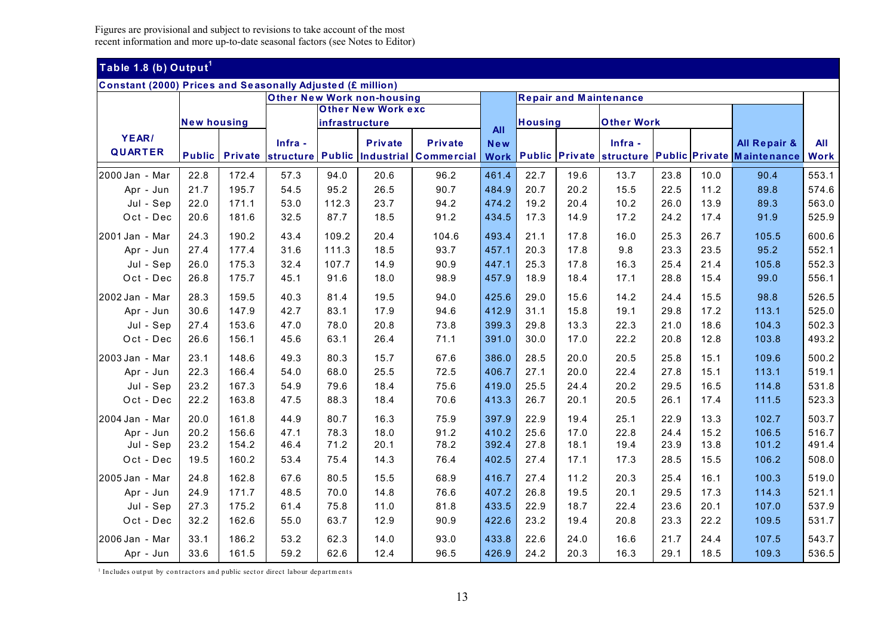Figures are provisional and subject to revisions to take account of the most recent information and more up-to-date seasonal factors (see Notes to Editor)

## Table 1.8 (b) Output[1]

**Constant (2000) Prices and Seasonally Adjusted (£ million)**

| YEAR/ QUARTER | New housing | | Other New Work non-housing | | | | All New Work | Repair and Maintenance | | | | | | All Work |
|---|---|---|---|---|---|---|---|---|---|---|---|---|---|---|
| | | | | Other New Work exc infrastructure | | | | Housing | | Other Work | | | | |
| | Public | Private | Infra - structure | Public | Private Industrial | Private Commercial | | Public | Private | Infra - structure | Public | Private | All Repair & Maintenance | |
| 2000 Jan - Mar | 22.8 | 172.4 | 57.3 | 94.0 | 20.6 | 96.2 | 461.4 | 22.7 | 19.6 | 13.7 | 23.8 | 10.0 | 90.4 | 553.1 |
| Apr - Jun | 21.7 | 195.7 | 54.5 | 95.2 | 26.5 | 90.7 | 484.9 | 20.7 | 20.2 | 15.5 | 22.5 | 11.2 | 89.8 | 574.6 |
| Jul - Sep | 22.0 | 171.1 | 53.0 | 112.3 | 23.7 | 94.2 | 474.2 | 19.2 | 20.4 | 10.2 | 26.0 | 13.9 | 89.3 | 563.0 |
| Oct - Dec | 20.6 | 181.6 | 32.5 | 87.7 | 18.5 | 91.2 | 434.5 | 17.3 | 14.9 | 17.2 | 24.2 | 17.4 | 91.9 | 525.9 |
| 2001 Jan - Mar | 24.3 | 190.2 | 43.4 | 109.2 | 20.4 | 104.6 | 493.4 | 21.1 | 17.8 | 16.0 | 25.3 | 26.7 | 105.5 | 600.6 |
| Apr - Jun | 27.4 | 177.4 | 31.6 | 111.3 | 18.5 | 93.7 | 457.1 | 20.3 | 17.8 | 9.8 | 23.3 | 23.5 | 95.2 | 552.1 |
| Jul - Sep | 26.0 | 175.3 | 32.4 | 107.7 | 14.9 | 90.9 | 447.1 | 25.3 | 17.8 | 16.3 | 25.4 | 21.4 | 105.8 | 552.3 |
| Oct - Dec | 26.8 | 175.7 | 45.1 | 91.6 | 18.0 | 98.9 | 457.9 | 18.9 | 18.4 | 17.1 | 28.8 | 15.4 | 99.0 | 556.1 |
| 2002 Jan - Mar | 28.3 | 159.5 | 40.3 | 81.4 | 19.5 | 94.0 | 425.6 | 29.0 | 15.6 | 14.2 | 24.4 | 15.5 | 98.8 | 526.5 |
| Apr - Jun | 30.6 | 147.9 | 42.7 | 83.1 | 17.9 | 94.6 | 412.9 | 31.1 | 15.8 | 19.1 | 29.8 | 17.2 | 113.1 | 525.0 |
| Jul - Sep | 27.4 | 153.6 | 47.0 | 78.0 | 20.8 | 73.8 | 399.3 | 29.8 | 13.3 | 22.3 | 21.0 | 18.6 | 104.3 | 502.3 |
| Oct - Dec | 26.6 | 156.1 | 45.6 | 63.1 | 26.4 | 71.1 | 391.0 | 30.0 | 17.0 | 22.2 | 20.8 | 12.8 | 103.8 | 493.2 |
| 2003 Jan - Mar | 23.1 | 148.6 | 49.3 | 80.3 | 15.7 | 67.6 | 386.0 | 28.5 | 20.0 | 20.5 | 25.8 | 15.1 | 109.6 | 500.2 |
| Apr - Jun | 22.3 | 166.4 | 54.0 | 68.0 | 25.5 | 72.5 | 406.7 | 27.1 | 20.0 | 22.4 | 27.8 | 15.1 | 113.1 | 519.1 |
| Jul - Sep | 23.2 | 167.3 | 54.9 | 79.6 | 18.4 | 75.6 | 419.0 | 25.5 | 24.4 | 20.2 | 29.5 | 16.5 | 114.8 | 531.8 |
| Oct - Dec | 22.2 | 163.8 | 47.5 | 88.3 | 18.4 | 70.6 | 413.3 | 26.7 | 20.1 | 20.5 | 26.1 | 17.4 | 111.5 | 523.3 |
| 2004 Jan - Mar | 20.0 | 161.8 | 44.9 | 80.7 | 16.3 | 75.9 | 397.9 | 22.9 | 19.4 | 25.1 | 22.9 | 13.3 | 102.7 | 503.7 |
| Apr - Jun | 20.2 | 156.6 | 47.1 | 78.3 | 18.0 | 91.2 | 410.2 | 25.6 | 17.0 | 22.8 | 24.4 | 15.2 | 106.5 | 516.7 |
| Jul - Sep | 23.2 | 154.2 | 46.4 | 71.2 | 20.1 | 78.2 | 392.4 | 27.8 | 18.1 | 19.4 | 23.9 | 13.8 | 101.2 | 491.4 |
| Oct - Dec | 19.5 | 160.2 | 53.4 | 75.4 | 14.3 | 76.4 | 402.5 | 27.4 | 17.1 | 17.3 | 28.5 | 15.5 | 106.2 | 508.0 |
| 2005 Jan - Mar | 24.8 | 162.8 | 67.6 | 80.5 | 15.5 | 68.9 | 416.7 | 27.4 | 11.2 | 20.3 | 25.4 | 16.1 | 100.3 | 519.0 |
| Apr - Jun | 24.9 | 171.7 | 48.5 | 70.0 | 14.8 | 76.6 | 407.2 | 26.8 | 19.5 | 20.1 | 29.5 | 17.3 | 114.3 | 521.1 |
| Jul - Sep | 27.3 | 175.2 | 61.4 | 75.8 | 11.0 | 81.8 | 433.5 | 22.9 | 18.7 | 22.4 | 23.6 | 20.1 | 107.0 | 537.9 |
| Oct - Dec | 32.2 | 162.6 | 55.0 | 63.7 | 12.9 | 90.9 | 422.6 | 23.2 | 19.4 | 20.8 | 23.3 | 22.2 | 109.5 | 531.7 |
| 2006 Jan - Mar | 33.1 | 186.2 | 53.2 | 62.3 | 14.0 | 93.0 | 433.8 | 22.6 | 24.0 | 16.6 | 21.7 | 24.4 | 107.5 | 543.7 |
| Apr - Jun | 33.6 | 161.5 | 59.2 | 62.6 | 12.4 | 96.5 | 426.9 | 24.2 | 20.3 | 16.3 | 29.1 | 18.5 | 109.3 | 536.5 |

[1] Includes output by contractors and public sector direct labour departments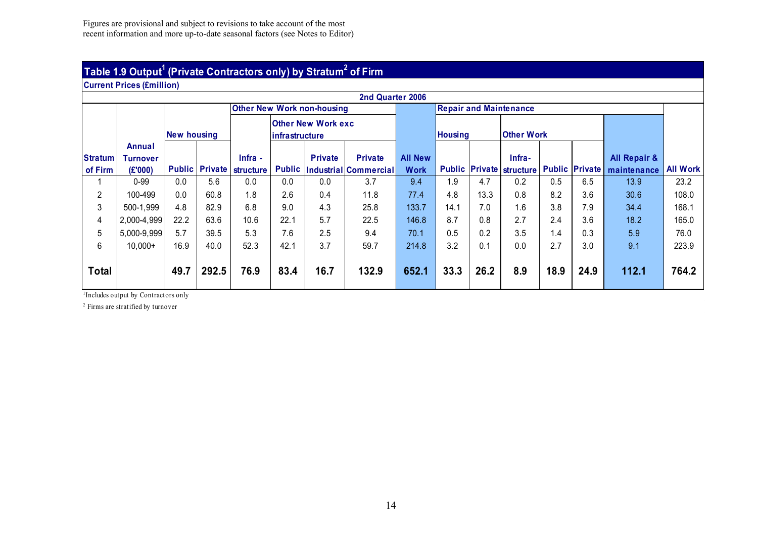Figures are provisional and subject to revisions to take account of the most recent information and more up-to-date seasonal factors (see Notes to Editor)

## Table 1.9 Output[1] (Private Contractors only) by Stratum[2] of Firm

**Current Prices (£million)**

**2nd Quarter 2006**

| | | New housing | | Other New Work non-housing | | | | | Repair and Maintenance | | | | | | |
|---|---|---|---|---|---|---|---|---|---|---|---|---|---|---|---|
| | | | | | Other New Work exc infrastructure | | | | Housing | | Other Work | | | | |
| Stratum of Firm | Annual Turnover (£'000) | Public | Private | Infra - structure | Public | Private Industrial | Private Commercial | All New Work | Public | Private | Infra-structure | Public | Private | All Repair & maintenance | All Work |
| 1 | 0-99 | 0.0 | 5.6 | 0.0 | 0.0 | 0.0 | 3.7 | 9.4 | 1.9 | 4.7 | 0.2 | 0.5 | 6.5 | 13.9 | 23.2 |
| 2 | 100-499 | 0.0 | 60.8 | 1.8 | 2.6 | 0.4 | 11.8 | 77.4 | 4.8 | 13.3 | 0.8 | 8.2 | 3.6 | 30.6 | 108.0 |
| 3 | 500-1,999 | 4.8 | 82.9 | 6.8 | 9.0 | 4.3 | 25.8 | 133.7 | 14.1 | 7.0 | 1.6 | 3.8 | 7.9 | 34.4 | 168.1 |
| 4 | 2,000-4,999 | 22.2 | 63.6 | 10.6 | 22.1 | 5.7 | 22.5 | 146.8 | 8.7 | 0.8 | 2.7 | 2.4 | 3.6 | 18.2 | 165.0 |
| 5 | 5,000-9,999 | 5.7 | 39.5 | 5.3 | 7.6 | 2.5 | 9.4 | 70.1 | 0.5 | 0.2 | 3.5 | 1.4 | 0.3 | 5.9 | 76.0 |
| 6 | 10,000+ | 16.9 | 40.0 | 52.3 | 42.1 | 3.7 | 59.7 | 214.8 | 3.2 | 0.1 | 0.0 | 2.7 | 3.0 | 9.1 | 223.9 |
| **Total** | | **49.7** | **292.5** | **76.9** | **83.4** | **16.7** | **132.9** | **652.1** | **33.3** | **26.2** | **8.9** | **18.9** | **24.9** | **112.1** | **764.2** |

[1] Includes output by Contractors only

[2] Firms are stratified by turnover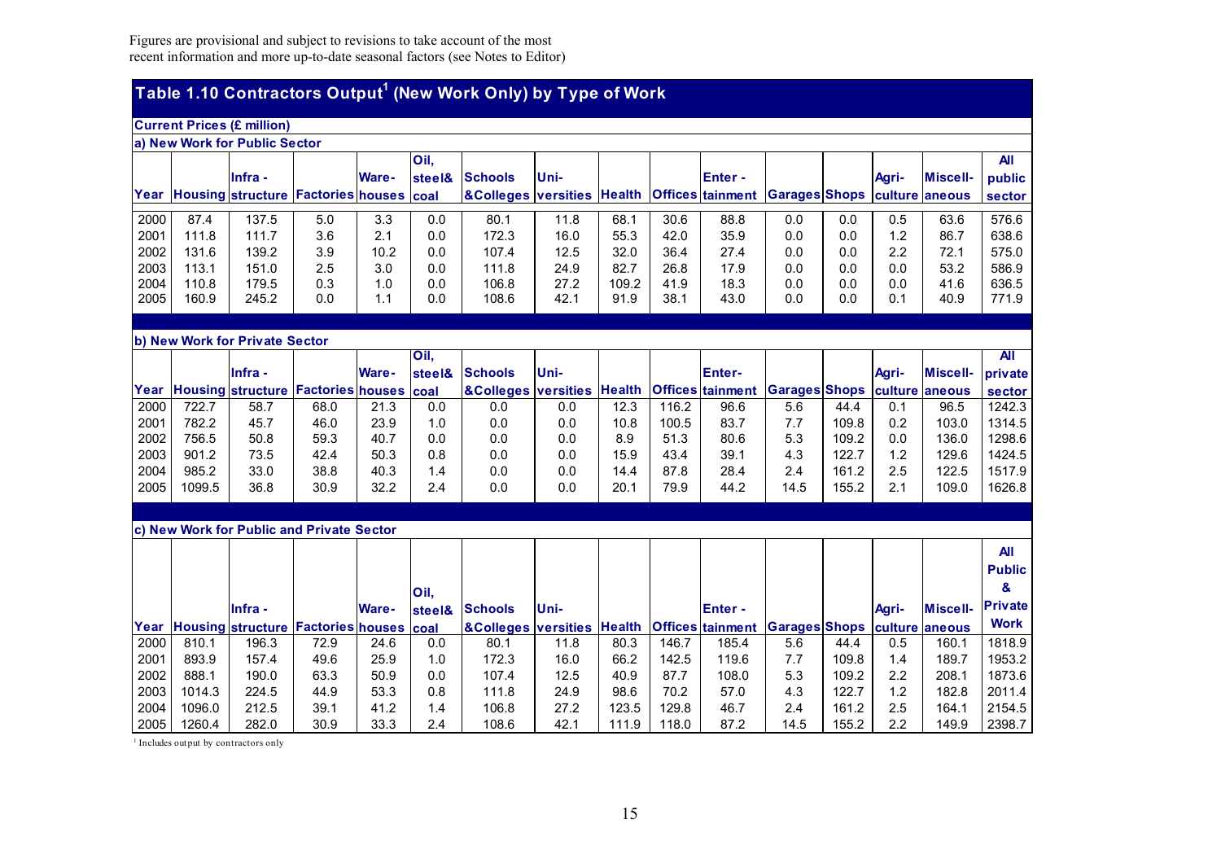Figures are provisional and subject to revisions to take account of the most recent information and more up-to-date seasonal factors (see Notes to Editor)

## Table 1.10 Contractors Output[1] (New Work Only) by Type of Work

**Current Prices (£ million)**

**a) New Work for Public Sector**

| Year | Housing | Infra - structure | Factories | Ware- houses | Oil, steel& coal | Schools &Colleges | Uni- versities | Health | Offices | Enter - tainment | Garages | Shops | Agri- culture | Miscell- aneous | All public sector |
|---|---|---|---|---|---|---|---|---|---|---|---|---|---|---|---|
| 2000 | 87.4 | 137.5 | 5.0 | 3.3 | 0.0 | 80.1 | 11.8 | 68.1 | 30.6 | 88.8 | 0.0 | 0.0 | 0.5 | 63.6 | 576.6 |
| 2001 | 111.8 | 111.7 | 3.6 | 2.1 | 0.0 | 172.3 | 16.0 | 55.3 | 42.0 | 35.9 | 0.0 | 0.0 | 1.2 | 86.7 | 638.6 |
| 2002 | 131.6 | 139.2 | 3.9 | 10.2 | 0.0 | 107.4 | 12.5 | 32.0 | 36.4 | 27.4 | 0.0 | 0.0 | 2.2 | 72.1 | 575.0 |
| 2003 | 113.1 | 151.0 | 2.5 | 3.0 | 0.0 | 111.8 | 24.9 | 82.7 | 26.8 | 17.9 | 0.0 | 0.0 | 0.0 | 53.2 | 586.9 |
| 2004 | 110.8 | 179.5 | 0.3 | 1.0 | 0.0 | 106.8 | 27.2 | 109.2 | 41.9 | 18.3 | 0.0 | 0.0 | 0.0 | 41.6 | 636.5 |
| 2005 | 160.9 | 245.2 | 0.0 | 1.1 | 0.0 | 108.6 | 42.1 | 91.9 | 38.1 | 43.0 | 0.0 | 0.0 | 0.1 | 40.9 | 771.9 |

**b) New Work for Private Sector**

| Year | Housing | Infra - structure | Factories | Ware- houses | Oil, steel& coal | Schools &Colleges | Uni- versities | Health | Offices | Enter- tainment | Garages | Shops | Agri- culture | Miscell- aneous | All private sector |
|---|---|---|---|---|---|---|---|---|---|---|---|---|---|---|---|
| 2000 | 722.7 | 58.7 | 68.0 | 21.3 | 0.0 | 0.0 | 0.0 | 12.3 | 116.2 | 96.6 | 5.6 | 44.4 | 0.1 | 96.5 | 1242.3 |
| 2001 | 782.2 | 45.7 | 46.0 | 23.9 | 1.0 | 0.0 | 0.0 | 10.8 | 100.5 | 83.7 | 7.7 | 109.8 | 0.2 | 103.0 | 1314.5 |
| 2002 | 756.5 | 50.8 | 59.3 | 40.7 | 0.0 | 0.0 | 0.0 | 8.9 | 51.3 | 80.6 | 5.3 | 109.2 | 0.0 | 136.0 | 1298.6 |
| 2003 | 901.2 | 73.5 | 42.4 | 50.3 | 0.8 | 0.0 | 0.0 | 15.9 | 43.4 | 39.1 | 4.3 | 122.7 | 1.2 | 129.6 | 1424.5 |
| 2004 | 985.2 | 33.0 | 38.8 | 40.3 | 1.4 | 0.0 | 0.0 | 14.4 | 87.8 | 28.4 | 2.4 | 161.2 | 2.5 | 122.5 | 1517.9 |
| 2005 | 1099.5 | 36.8 | 30.9 | 32.2 | 2.4 | 0.0 | 0.0 | 20.1 | 79.9 | 44.2 | 14.5 | 155.2 | 2.1 | 109.0 | 1626.8 |

**c) New Work for Public and Private Sector**

| Year | Housing | Infra - structure | Factories | Ware- houses | Oil, steel& coal | Schools &Colleges | Uni- versities | Health | Offices | Enter - tainment | Garages | Shops | Agri- culture | Miscell- aneous | All Public & Private Work |
|---|---|---|---|---|---|---|---|---|---|---|---|---|---|---|---|
| 2000 | 810.1 | 196.3 | 72.9 | 24.6 | 0.0 | 80.1 | 11.8 | 80.3 | 146.7 | 185.4 | 5.6 | 44.4 | 0.5 | 160.1 | 1818.9 |
| 2001 | 893.9 | 157.4 | 49.6 | 25.9 | 1.0 | 172.3 | 16.0 | 66.2 | 142.5 | 119.6 | 7.7 | 109.8 | 1.4 | 189.7 | 1953.2 |
| 2002 | 888.1 | 190.0 | 63.3 | 50.9 | 0.0 | 107.4 | 12.5 | 40.9 | 87.7 | 108.0 | 5.3 | 109.2 | 2.2 | 208.1 | 1873.6 |
| 2003 | 1014.3 | 224.5 | 44.9 | 53.3 | 0.8 | 111.8 | 24.9 | 98.6 | 70.2 | 57.0 | 4.3 | 122.7 | 1.2 | 182.8 | 2011.4 |
| 2004 | 1096.0 | 212.5 | 39.1 | 41.2 | 1.4 | 106.8 | 27.2 | 123.5 | 129.8 | 46.7 | 2.4 | 161.2 | 2.5 | 164.1 | 2154.5 |
| 2005 | 1260.4 | 282.0 | 30.9 | 33.3 | 2.4 | 108.6 | 42.1 | 111.9 | 118.0 | 87.2 | 14.5 | 155.2 | 2.2 | 149.9 | 2398.7 |

[1] Includes output by contractors only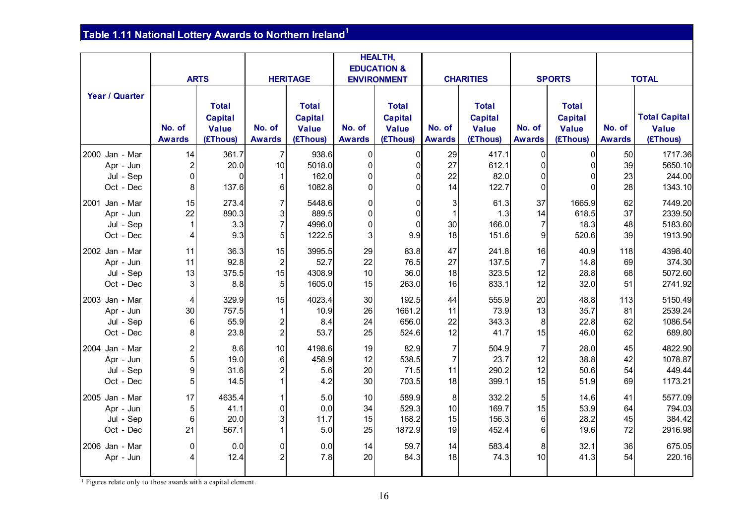## Table 1.11 National Lottery Awards to Northern Ireland[1]

| Year / Quarter | ARTS | | HERITAGE | | HEALTH, EDUCATION & ENVIRONMENT | | CHARITIES | | SPORTS | | TOTAL | |
|---|---|---|---|---|---|---|---|---|---|---|---|---|
| | No. of Awards | Total Capital Value (£Thous) | No. of Awards | Total Capital Value (£Thous) | No. of Awards | Total Capital Value (£Thous) | No. of Awards | Total Capital Value (£Thous) | No. of Awards | Total Capital Value (£Thous) | No. of Awards | Total Capital Value (£Thous) |
| 2000 Jan - Mar | 14 | 361.7 | 7 | 938.6 | 0 | 0 | 29 | 417.1 | 0 | 0 | 50 | 1717.36 |
| Apr - Jun | 2 | 20.0 | 10 | 5018.0 | 0 | 0 | 27 | 612.1 | 0 | 0 | 39 | 5650.10 |
| Jul - Sep | 0 | 0 | 1 | 162.0 | 0 | 0 | 22 | 82.0 | 0 | 0 | 23 | 244.00 |
| Oct - Dec | 8 | 137.6 | 6 | 1082.8 | 0 | 0 | 14 | 122.7 | 0 | 0 | 28 | 1343.10 |
| 2001 Jan - Mar | 15 | 273.4 | 7 | 5448.6 | 0 | 0 | 3 | 61.3 | 37 | 1665.9 | 62 | 7449.20 |
| Apr - Jun | 22 | 890.3 | 3 | 889.5 | 0 | 0 | 1 | 1.3 | 14 | 618.5 | 37 | 2339.50 |
| Jul - Sep | 1 | 3.3 | 7 | 4996.0 | 0 | 0 | 30 | 166.0 | 7 | 18.3 | 48 | 5183.60 |
| Oct - Dec | 4 | 9.3 | 5 | 1222.5 | 3 | 9.9 | 18 | 151.6 | 9 | 520.6 | 39 | 1913.90 |
| 2002 Jan - Mar | 11 | 36.3 | 15 | 3995.5 | 29 | 83.8 | 47 | 241.8 | 16 | 40.9 | 118 | 4398.40 |
| Apr - Jun | 11 | 92.8 | 2 | 52.7 | 22 | 76.5 | 27 | 137.5 | 7 | 14.8 | 69 | 374.30 |
| Jul - Sep | 13 | 375.5 | 15 | 4308.9 | 10 | 36.0 | 18 | 323.5 | 12 | 28.8 | 68 | 5072.60 |
| Oct - Dec | 3 | 8.8 | 5 | 1605.0 | 15 | 263.0 | 16 | 833.1 | 12 | 32.0 | 51 | 2741.92 |
| 2003 Jan - Mar | 4 | 329.9 | 15 | 4023.4 | 30 | 192.5 | 44 | 555.9 | 20 | 48.8 | 113 | 5150.49 |
| Apr - Jun | 30 | 757.5 | 1 | 10.9 | 26 | 1661.2 | 11 | 73.9 | 13 | 35.7 | 81 | 2539.24 |
| Jul - Sep | 6 | 55.9 | 2 | 8.4 | 24 | 656.0 | 22 | 343.3 | 8 | 22.8 | 62 | 1086.54 |
| Oct - Dec | 8 | 23.8 | 2 | 53.7 | 25 | 524.6 | 12 | 41.7 | 15 | 46.0 | 62 | 689.80 |
| 2004 Jan - Mar | 2 | 8.6 | 10 | 4198.6 | 19 | 82.9 | 7 | 504.9 | 7 | 28.0 | 45 | 4822.90 |
| Apr - Jun | 5 | 19.0 | 6 | 458.9 | 12 | 538.5 | 7 | 23.7 | 12 | 38.8 | 42 | 1078.87 |
| Jul - Sep | 9 | 31.6 | 2 | 5.6 | 20 | 71.5 | 11 | 290.2 | 12 | 50.6 | 54 | 449.44 |
| Oct - Dec | 5 | 14.5 | 1 | 4.2 | 30 | 703.5 | 18 | 399.1 | 15 | 51.9 | 69 | 1173.21 |
| 2005 Jan - Mar | 17 | 4635.4 | 1 | 5.0 | 10 | 589.9 | 8 | 332.2 | 5 | 14.6 | 41 | 5577.09 |
| Apr - Jun | 5 | 41.1 | 0 | 0.0 | 34 | 529.3 | 10 | 169.7 | 15 | 53.9 | 64 | 794.03 |
| Jul - Sep | 6 | 20.0 | 3 | 11.7 | 15 | 168.2 | 15 | 156.3 | 6 | 28.2 | 45 | 384.42 |
| Oct - Dec | 21 | 567.1 | 1 | 5.0 | 25 | 1872.9 | 19 | 452.4 | 6 | 19.6 | 72 | 2916.98 |
| 2006 Jan - Mar | 0 | 0.0 | 0 | 0.0 | 14 | 59.7 | 14 | 583.4 | 8 | 32.1 | 36 | 675.05 |
| Apr - Jun | 4 | 12.4 | 2 | 7.8 | 20 | 84.3 | 18 | 74.3 | 10 | 41.3 | 54 | 220.16 |

[1] Figures relate only to those awards with a capital element.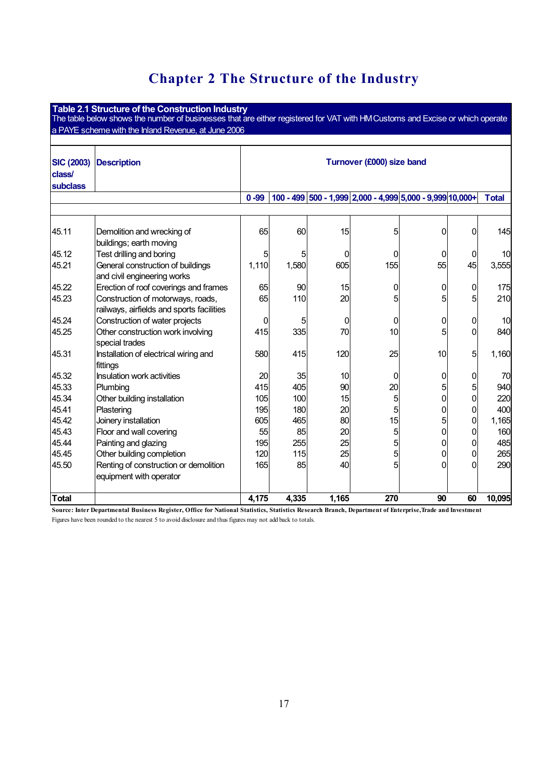# Chapter 2 The Structure of the Industry

**Table 2.1 Structure of the Construction Industry**

The table below shows the number of businesses that are either registered for VAT with HM Customs and Excise or which operate a PAYE scheme with the Inland Revenue, at June 2006

| SIC (2003) class/ subclass | Description | Turnover (£000) size band | | | | | | |
|---|---|---|---|---|---|---|---|---|
| | | 0 -99 | 100 - 499 | 500 - 1,999 | 2,000 - 4,999 | 5,000 - 9,999 | 10,000+ | Total |
| 45.11 | Demolition and wrecking of buildings; earth moving | 65 | 60 | 15 | 5 | 0 | 0 | 145 |
| 45.12 | Test drilling and boring | 5 | 5 | 0 | 0 | 0 | 0 | 10 |
| 45.21 | General construction of buildings and civil engineering works | 1,110 | 1,580 | 605 | 155 | 55 | 45 | 3,555 |
| 45.22 | Erection of roof coverings and frames | 65 | 90 | 15 | 0 | 0 | 0 | 175 |
| 45.23 | Construction of motorways, roads, railways, airfields and sports facilities | 65 | 110 | 20 | 5 | 5 | 5 | 210 |
| 45.24 | Construction of water projects | 0 | 5 | 0 | 0 | 0 | 0 | 10 |
| 45.25 | Other construction work involving special trades | 415 | 335 | 70 | 10 | 5 | 0 | 840 |
| 45.31 | Installation of electrical wiring and fittings | 580 | 415 | 120 | 25 | 10 | 5 | 1,160 |
| 45.32 | Insulation work activities | 20 | 35 | 10 | 0 | 0 | 0 | 70 |
| 45.33 | Plumbing | 415 | 405 | 90 | 20 | 5 | 5 | 940 |
| 45.34 | Other building installation | 105 | 100 | 15 | 5 | 0 | 0 | 220 |
| 45.41 | Plastering | 195 | 180 | 20 | 5 | 0 | 0 | 400 |
| 45.42 | Joinery installation | 605 | 465 | 80 | 15 | 5 | 0 | 1,165 |
| 45.43 | Floor and wall covering | 55 | 85 | 20 | 5 | 0 | 0 | 160 |
| 45.44 | Painting and glazing | 195 | 255 | 25 | 5 | 0 | 0 | 485 |
| 45.45 | Other building completion | 120 | 115 | 25 | 5 | 0 | 0 | 265 |
| 45.50 | Renting of construction or demolition equipment with operator | 165 | 85 | 40 | 5 | 0 | 0 | 290 |
| **Total** | | **4,175** | **4,335** | **1,165** | **270** | **90** | **60** | **10,095** |

**Source: Inter Departmental Business Register, Office for National Statistics, Statistics Research Branch, Department of Enterprise,Trade and Investment**

Figures have been rounded to the nearest 5 to avoid disclosure and thus figures may not add back to totals.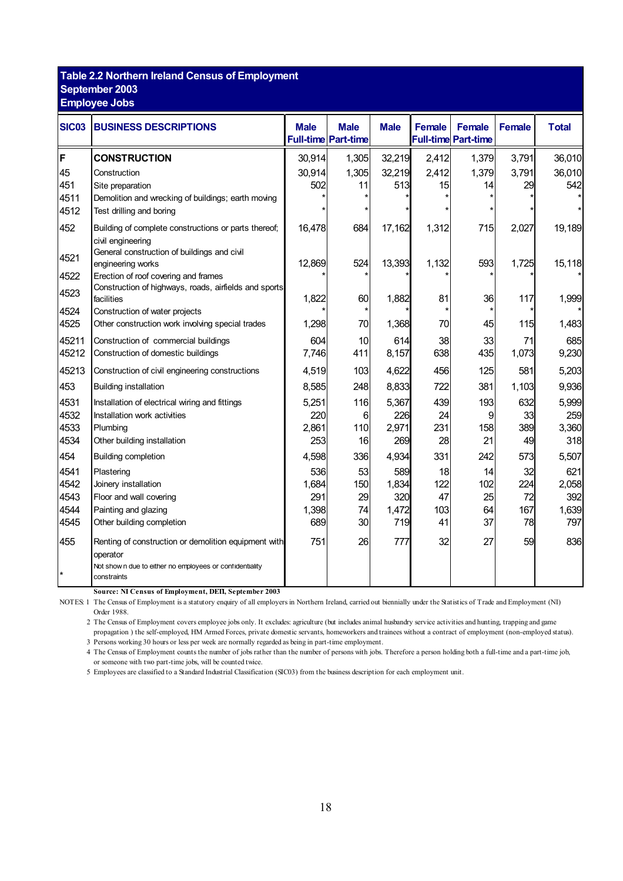## Table 2.2 Northern Ireland Census of Employment
## September 2003
## Employee Jobs

| SIC03 | BUSINESS DESCRIPTIONS | Male Full-time | Male Part-time | Male | Female Full-time | Female Part-time | Female | Total |
|---|---|---|---|---|---|---|---|---|
| F | **CONSTRUCTION** | 30,914 | 1,305 | 32,219 | 2,412 | 1,379 | 3,791 | 36,010 |
| 45 | Construction | 30,914 | 1,305 | 32,219 | 2,412 | 1,379 | 3,791 | 36,010 |
| 451 | Site preparation | 502 | 11 | 513 | 15 | 14 | 29 | 542 |
| 4511 | Demolition and wrecking of buildings; earth moving | * | * | * | * | * | * | * |
| 4512 | Test drilling and boring | * | * | * | * | * | * | * |
| 452 | Building of complete constructions or parts thereof; civil engineering | 16,478 | 684 | 17,162 | 1,312 | 715 | 2,027 | 19,189 |
| 4521 | General construction of buildings and civil engineering works | 12,869 | 524 | 13,393 | 1,132 | 593 | 1,725 | 15,118 |
| 4522 | Erection of roof covering and frames | * | * | * | * | * | * | * |
| 4523 | Construction of highways, roads, airfields and sports facilities | 1,822 | 60 | 1,882 | 81 | 36 | 117 | 1,999 |
| 4524 | Construction of water projects | * | * | * | * | * | * | * |
| 4525 | Other construction work involving special trades | 1,298 | 70 | 1,368 | 70 | 45 | 115 | 1,483 |
| 45211 | Construction of commercial buildings | 604 | 10 | 614 | 38 | 33 | 71 | 685 |
| 45212 | Construction of domestic buildings | 7,746 | 411 | 8,157 | 638 | 435 | 1,073 | 9,230 |
| 45213 | Construction of civil engineering constructions | 4,519 | 103 | 4,622 | 456 | 125 | 581 | 5,203 |
| 453 | Building installation | 8,585 | 248 | 8,833 | 722 | 381 | 1,103 | 9,936 |
| 4531 | Installation of electrical wiring and fittings | 5,251 | 116 | 5,367 | 439 | 193 | 632 | 5,999 |
| 4532 | Installation work activities | 220 | 6 | 226 | 24 | 9 | 33 | 259 |
| 4533 | Plumbing | 2,861 | 110 | 2,971 | 231 | 158 | 389 | 3,360 |
| 4534 | Other building installation | 253 | 16 | 269 | 28 | 21 | 49 | 318 |
| 454 | Building completion | 4,598 | 336 | 4,934 | 331 | 242 | 573 | 5,507 |
| 4541 | Plastering | 536 | 53 | 589 | 18 | 14 | 32 | 621 |
| 4542 | Joinery installation | 1,684 | 150 | 1,834 | 122 | 102 | 224 | 2,058 |
| 4543 | Floor and wall covering | 291 | 29 | 320 | 47 | 25 | 72 | 392 |
| 4544 | Painting and glazing | 1,398 | 74 | 1,472 | 103 | 64 | 167 | 1,639 |
| 4545 | Other building completion | 689 | 30 | 719 | 41 | 37 | 78 | 797 |
| 455 | Renting of construction or demolition equipment with operator | 751 | 26 | 777 | 32 | 27 | 59 | 836 |
| * | Not shown due to either no employees or confidentiality constraints | | | | | | | |

**Source: NI Census of Employment, DETI, September 2003**

NOTES: 1 The Census of Employment is a statutory enquiry of all employers in Northern Ireland, carried out biennially under the Statistics of Trade and Employment (NI) Order 1988.

2 The Census of Employment covers employee jobs only. It excludes: agriculture (but includes animal husbandry service activities and hunting, trapping and game propagation ) the self-employed, HM Armed Forces, private domestic servants, homeworkers and trainees without a contract of employment (non-employed status).

3 Persons working 30 hours or less per week are normally regarded as being in part-time employment.

4 The Census of Employment counts the number of jobs rather than the number of persons with jobs. Therefore a person holding both a full-time and a part-time job, or someone with two part-time jobs, will be counted twice.

5 Employees are classified to a Standard Industrial Classification (SIC03) from the business description for each employment unit.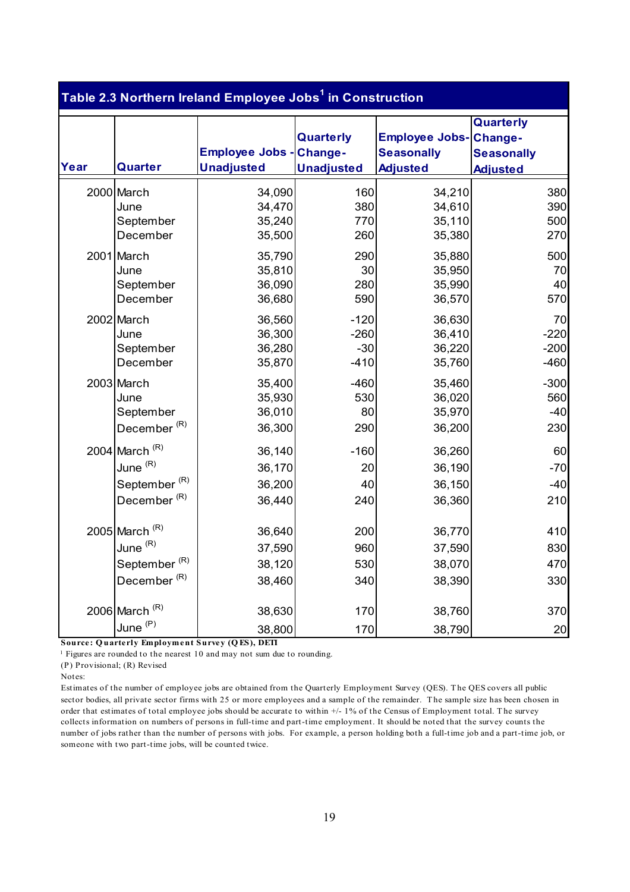## Table 2.3 Northern Ireland Employee Jobs[1] in Construction

| Year | Quarter | Employee Jobs - Unadjusted | Quarterly Change- Unadjusted | Employee Jobs- Seasonally Adjusted | Quarterly Change- Seasonally Adjusted |
|---|---|---|---|---|---|
| 2000 | March | 34,090 | 160 | 34,210 | 380 |
| | June | 34,470 | 380 | 34,610 | 390 |
| | September | 35,240 | 770 | 35,110 | 500 |
| | December | 35,500 | 260 | 35,380 | 270 |
| 2001 | March | 35,790 | 290 | 35,880 | 500 |
| | June | 35,810 | 30 | 35,950 | 70 |
| | September | 36,090 | 280 | 35,990 | 40 |
| | December | 36,680 | 590 | 36,570 | 570 |
| 2002 | March | 36,560 | -120 | 36,630 | 70 |
| | June | 36,300 | -260 | 36,410 | -220 |
| | September | 36,280 | -30 | 36,220 | -200 |
| | December | 35,870 | -410 | 35,760 | -460 |
| 2003 | March | 35,400 | -460 | 35,460 | -300 |
| | June | 35,930 | 530 | 36,020 | 560 |
| | September | 36,010 | 80 | 35,970 | -40 |
| | December (R) | 36,300 | 290 | 36,200 | 230 |
| 2004 | March (R) | 36,140 | -160 | 36,260 | 60 |
| | June (R) | 36,170 | 20 | 36,190 | -70 |
| | September (R) | 36,200 | 40 | 36,150 | -40 |
| | December (R) | 36,440 | 240 | 36,360 | 210 |
| 2005 | March (R) | 36,640 | 200 | 36,770 | 410 |
| | June (R) | 37,590 | 960 | 37,590 | 830 |
| | September (R) | 38,120 | 530 | 38,070 | 470 |
| | December (R) | 38,460 | 340 | 38,390 | 330 |
| 2006 | March (R) | 38,630 | 170 | 38,760 | 370 |
| | June (P) | 38,800 | 170 | 38,790 | 20 |

**Source: Quarterly Employment Survey (QES), DETI**

[1] Figures are rounded to the nearest 10 and may not sum due to rounding.

(P) Provisional; (R) Revised

Notes:

Estimates of the number of employee jobs are obtained from the Quarterly Employment Survey (QES). The QES covers all public sector bodies, all private sector firms with 25 or more employees and a sample of the remainder. The sample size has been chosen in order that estimates of total employee jobs should be accurate to within +/- 1% of the Census of Employment total. The survey collects information on numbers of persons in full-time and part-time employment. It should be noted that the survey counts the number of jobs rather than the number of persons with jobs. For example, a person holding both a full-time job and a part-time job, or someone with two part-time jobs, will be counted twice.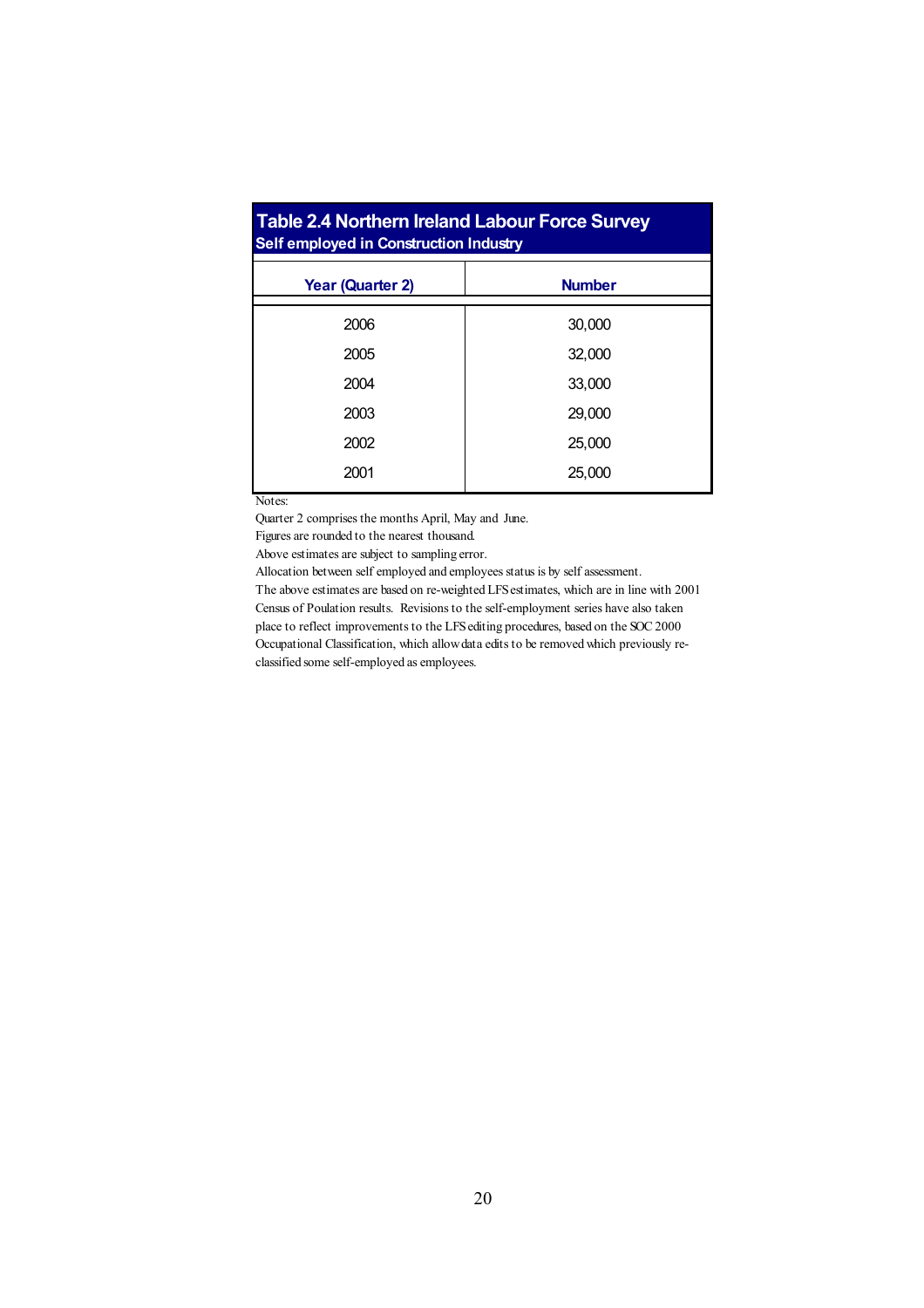## Table 2.4 Northern Ireland Labour Force Survey

### Self employed in Construction Industry

| Year (Quarter 2) | Number |
|---|---|
| 2006 | 30,000 |
| 2005 | 32,000 |
| 2004 | 33,000 |
| 2003 | 29,000 |
| 2002 | 25,000 |
| 2001 | 25,000 |

Notes:

Quarter 2 comprises the months April, May and June.

Figures are rounded to the nearest thousand.

Above estimates are subject to sampling error.

Allocation between self employed and employees status is by self assessment.

The above estimates are based on re-weighted LFS estimates, which are in line with 2001 Census of Poulation results. Revisions to the self-employment series have also taken place to reflect improvements to the LFS editing procedures, based on the SOC 2000 Occupational Classification, which allow data edits to be removed which previously re-classified some self-employed as employees.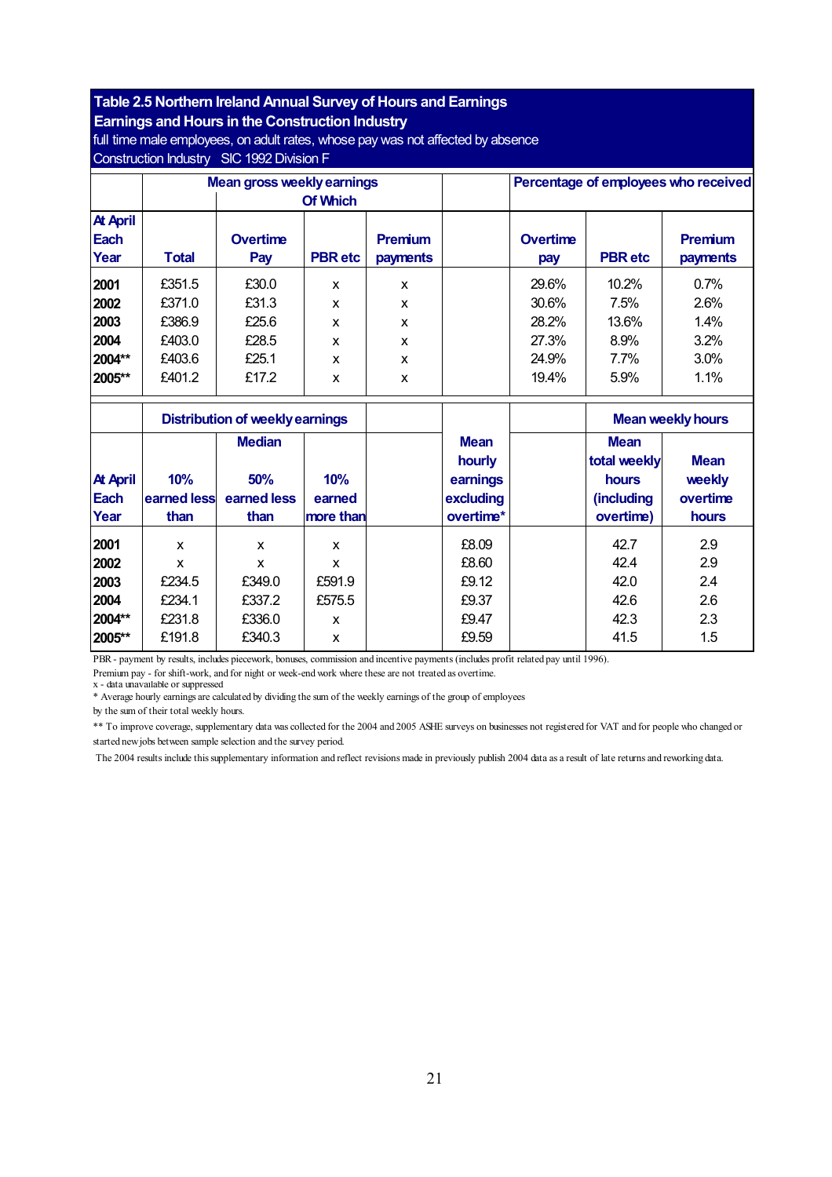## Table 2.5 Northern Ireland Annual Survey of Hours and Earnings
### Earnings and Hours in the Construction Industry

full time male employees, on adult rates, whose pay was not affected by absence

Construction Industry SIC 1992 Division F

| | Mean gross weekly earnings | | | | | Percentage of employees who received | | |
|---|---|---|---|---|---|---|---|---|
| | | Of Which | | | | | | |
| At April Each Year | Total | Overtime Pay | PBR etc | Premium payments | | Overtime pay | PBR etc | Premium payments |
| 2001 | £351.5 | £30.0 | x | x | | 29.6% | 10.2% | 0.7% |
| 2002 | £371.0 | £31.3 | x | x | | 30.6% | 7.5% | 2.6% |
| 2003 | £386.9 | £25.6 | x | x | | 28.2% | 13.6% | 1.4% |
| 2004 | £403.0 | £28.5 | x | x | | 27.3% | 8.9% | 3.2% |
| 2004** | £403.6 | £25.1 | x | x | | 24.9% | 7.7% | 3.0% |
| 2005** | £401.2 | £17.2 | x | x | | 19.4% | 5.9% | 1.1% |

| | Distribution of weekly earnings | | | | | | Mean weekly hours | |
|---|---|---|---|---|---|---|---|---|
| At April Each Year | 10% earned less than | Median 50% earned less than | 10% earned more than | | Mean hourly earnings excluding overtime* | | Mean total weekly hours (including overtime) | Mean weekly overtime hours |
| 2001 | x | x | x | | £8.09 | | 42.7 | 2.9 |
| 2002 | x | x | x | | £8.60 | | 42.4 | 2.9 |
| 2003 | £234.5 | £349.0 | £591.9 | | £9.12 | | 42.0 | 2.4 |
| 2004 | £234.1 | £337.2 | £575.5 | | £9.37 | | 42.6 | 2.6 |
| 2004** | £231.8 | £336.0 | x | | £9.47 | | 42.3 | 2.3 |
| 2005** | £191.8 | £340.3 | x | | £9.59 | | 41.5 | 1.5 |

PBR - payment by results, includes piecework, bonuses, commission and incentive payments (includes profit related pay until 1996).

Premium pay - for shift-work, and for night or week-end work where these are not treated as overtime.

x - data unavailable or suppressed

* Average hourly earnings are calculated by dividing the sum of the weekly earnings of the group of employees by the sum of their total weekly hours.

** To improve coverage, supplementary data was collected for the 2004 and 2005 ASHE surveys on businesses not registered for VAT and for people who changed or started new jobs between sample selection and the survey period.

The 2004 results include this supplementary information and reflect revisions made in previously publish 2004 data as a result of late returns and reworking data.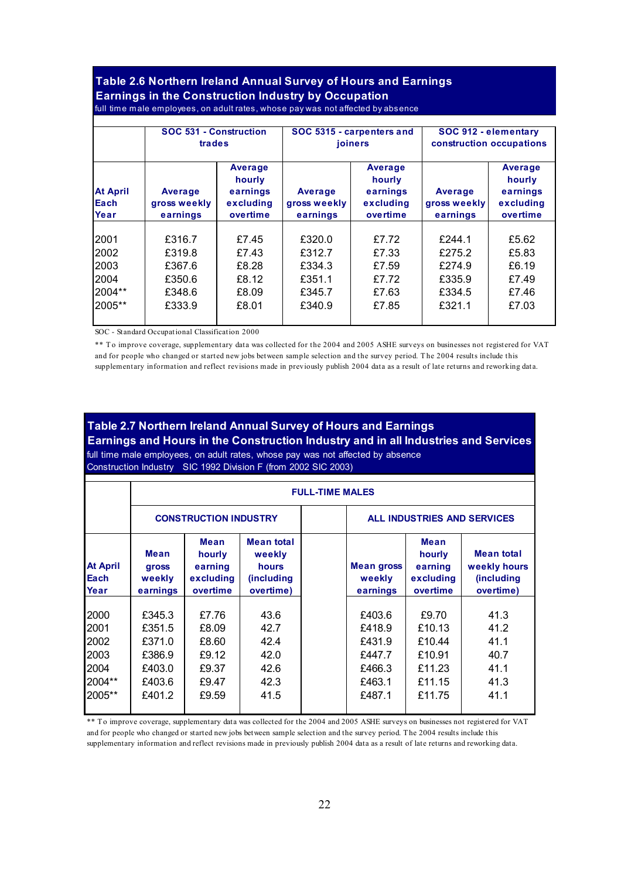## Table 2.6 Northern Ireland Annual Survey of Hours and Earnings

### Earnings in the Construction Industry by Occupation

full time male employees, on adult rates, whose pay was not affected by absence

| | SOC 531 - Construction trades | | SOC 5315 - carpenters and joiners | | SOC 912 - elementary construction occupations | |
|---|---|---|---|---|---|---|
| At April Each Year | Average gross weekly earnings | Average hourly earnings excluding overtime | Average gross weekly earnings | Average hourly earnings excluding overtime | Average gross weekly earnings | Average hourly earnings excluding overtime |
| 2001 | £316.7 | £7.45 | £320.0 | £7.72 | £244.1 | £5.62 |
| 2002 | £319.8 | £7.43 | £312.7 | £7.33 | £275.2 | £5.83 |
| 2003 | £367.6 | £8.28 | £334.3 | £7.59 | £274.9 | £6.19 |
| 2004 | £350.6 | £8.12 | £351.1 | £7.72 | £335.9 | £7.49 |
| 2004** | £348.6 | £8.09 | £345.7 | £7.63 | £334.5 | £7.46 |
| 2005** | £333.9 | £8.01 | £340.9 | £7.85 | £321.1 | £7.03 |

SOC - Standard Occupational Classification 2000

** To improve coverage, supplementary data was collected for the 2004 and 2005 ASHE surveys on businesses not registered for VAT and for people who changed or started new jobs between sample selection and the survey period. The 2004 results include this supplementary information and reflect revisions made in previously publish 2004 data as a result of late returns and reworking data.

## Table 2.7 Northern Ireland Annual Survey of Hours and Earnings

### Earnings and Hours in the Construction Industry and in all Industries and Services

full time male employees, on adult rates, whose pay was not affected by absence
Construction Industry SIC 1992 Division F (from 2002 SIC 2003)

| | FULL-TIME MALES | | | | | |
|---|---|---|---|---|---|---|
| | CONSTRUCTION INDUSTRY | | | ALL INDUSTRIES AND SERVICES | | |
| At April Each Year | Mean gross weekly earnings | Mean hourly earning excluding overtime | Mean total weekly hours (including overtime) | Mean gross weekly earnings | Mean hourly earning excluding overtime | Mean total weekly hours (including overtime) |
| 2000 | £345.3 | £7.76 | 43.6 | £403.6 | £9.70 | 41.3 |
| 2001 | £351.5 | £8.09 | 42.7 | £418.9 | £10.13 | 41.2 |
| 2002 | £371.0 | £8.60 | 42.4 | £431.9 | £10.44 | 41.1 |
| 2003 | £386.9 | £9.12 | 42.0 | £447.7 | £10.91 | 40.7 |
| 2004 | £403.0 | £9.37 | 42.6 | £466.3 | £11.23 | 41.1 |
| 2004** | £403.6 | £9.47 | 42.3 | £463.1 | £11.15 | 41.3 |
| 2005** | £401.2 | £9.59 | 41.5 | £487.1 | £11.75 | 41.1 |

** To improve coverage, supplementary data was collected for the 2004 and 2005 ASHE surveys on businesses not registered for VAT and for people who changed or started new jobs between sample selection and the survey period. The 2004 results include this supplementary information and reflect revisions made in previously publish 2004 data as a result of late returns and reworking data.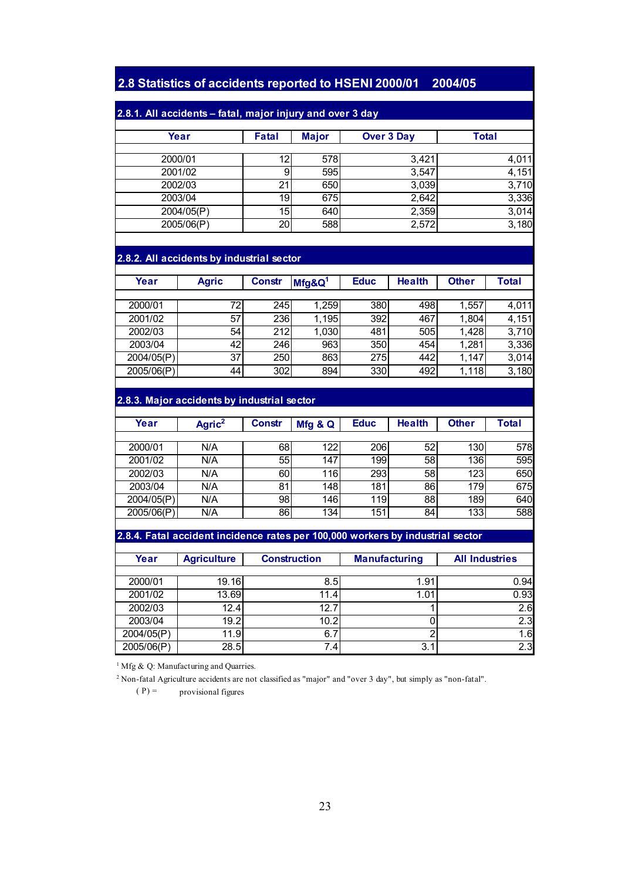## 2.8 Statistics of accidents reported to HSENI 2000/01 2004/05

### 2.8.1. All accidents – fatal, major injury and over 3 day

| Year | Fatal | Major | Over 3 Day | Total |
|---|---|---|---|---|
| 2000/01 | 12 | 578 | 3,421 | 4,011 |
| 2001/02 | 9 | 595 | 3,547 | 4,151 |
| 2002/03 | 21 | 650 | 3,039 | 3,710 |
| 2003/04 | 19 | 675 | 2,642 | 3,336 |
| 2004/05(P) | 15 | 640 | 2,359 | 3,014 |
| 2005/06(P) | 20 | 588 | 2,572 | 3,180 |

### 2.8.2. All accidents by industrial sector

| Year | Agric | Constr | Mfg&Q[1] | Educ | Health | Other | Total |
|---|---|---|---|---|---|---|---|
| 2000/01 | 72 | 245 | 1,259 | 380 | 498 | 1,557 | 4,011 |
| 2001/02 | 57 | 236 | 1,195 | 392 | 467 | 1,804 | 4,151 |
| 2002/03 | 54 | 212 | 1,030 | 481 | 505 | 1,428 | 3,710 |
| 2003/04 | 42 | 246 | 963 | 350 | 454 | 1,281 | 3,336 |
| 2004/05(P) | 37 | 250 | 863 | 275 | 442 | 1,147 | 3,014 |
| 2005/06(P) | 44 | 302 | 894 | 330 | 492 | 1,118 | 3,180 |

### 2.8.3. Major accidents by industrial sector

| Year | Agric[2] | Constr | Mfg & Q | Educ | Health | Other | Total |
|---|---|---|---|---|---|---|---|
| 2000/01 | N/A | 68 | 122 | 206 | 52 | 130 | 578 |
| 2001/02 | N/A | 55 | 147 | 199 | 58 | 136 | 595 |
| 2002/03 | N/A | 60 | 116 | 293 | 58 | 123 | 650 |
| 2003/04 | N/A | 81 | 148 | 181 | 86 | 179 | 675 |
| 2004/05(P) | N/A | 98 | 146 | 119 | 88 | 189 | 640 |
| 2005/06(P) | N/A | 86 | 134 | 151 | 84 | 133 | 588 |

### 2.8.4. Fatal accident incidence rates per 100,000 workers by industrial sector

| Year | Agriculture | Construction | Manufacturing | All Industries |
|---|---|---|---|---|
| 2000/01 | 19.16 | 8.5 | 1.91 | 0.94 |
| 2001/02 | 13.69 | 11.4 | 1.01 | 0.93 |
| 2002/03 | 12.4 | 12.7 | 1 | 2.6 |
| 2003/04 | 19.2 | 10.2 | 0 | 2.3 |
| 2004/05(P) | 11.9 | 6.7 | 2 | 1.6 |
| 2005/06(P) | 28.5 | 7.4 | 3.1 | 2.3 |

[1] Mfg & Q: Manufacturing and Quarries.

[2] Non-fatal Agriculture accidents are not classified as "major" and "over 3 day", but simply as "non-fatal".

( P ) = provisional figures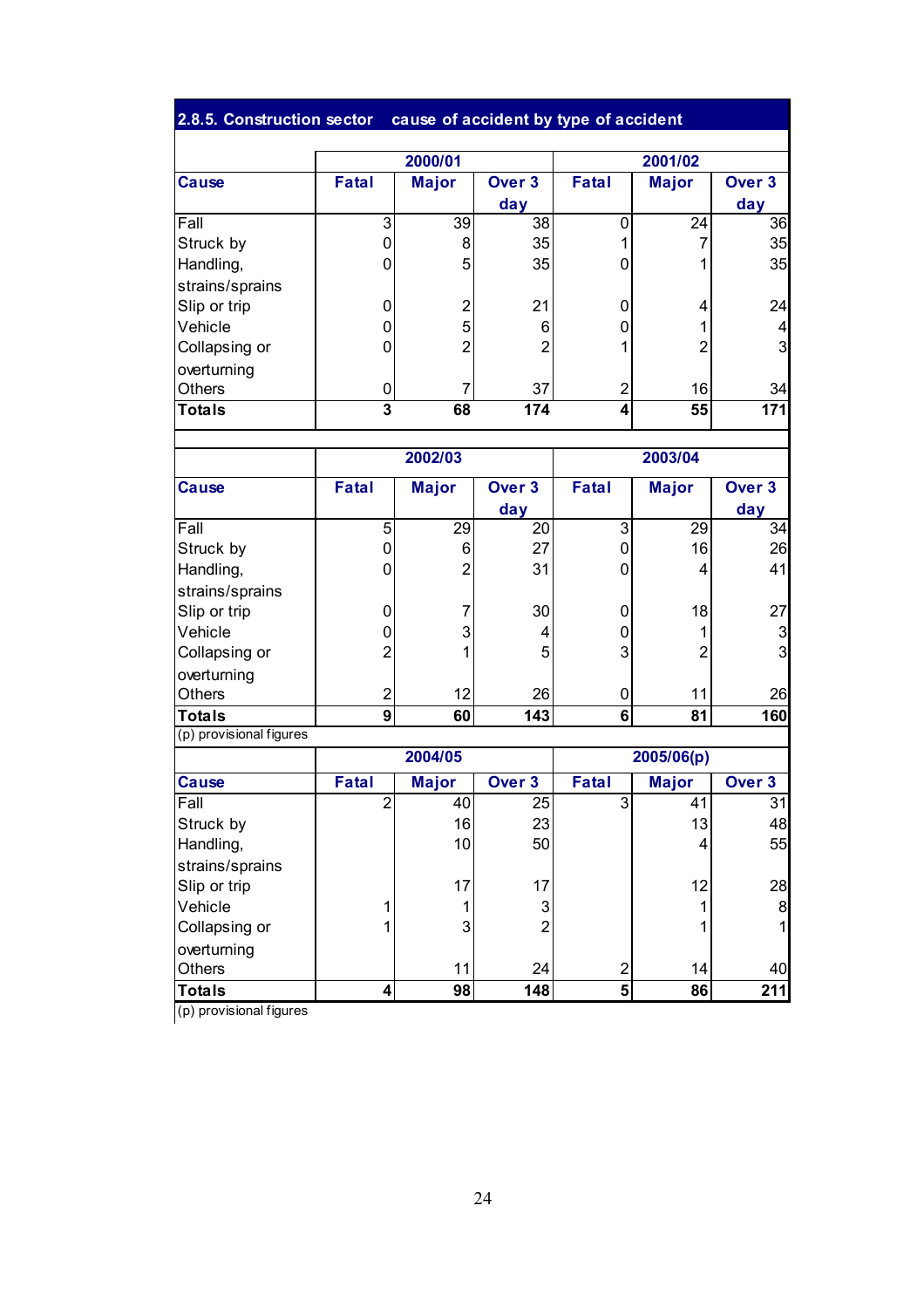## 2.8.5. Construction sector cause of accident by type of accident

| Cause | 2000/01 | | | 2001/02 | | |
|---|---|---|---|---|---|---|
| | Fatal | Major | Over 3 day | Fatal | Major | Over 3 day |
| Fall | 3 | 39 | 38 | 0 | 24 | 36 |
| Struck by | 0 | 8 | 35 | 1 | 7 | 35 |
| Handling, strains/sprains | 0 | 5 | 35 | 0 | 1 | 35 |
| Slip or trip | 0 | 2 | 21 | 0 | 4 | 24 |
| Vehicle | 0 | 5 | 6 | 0 | 1 | 4 |
| Collapsing or overturning | 0 | 2 | 2 | 1 | 2 | 3 |
| Others | 0 | 7 | 37 | 2 | 16 | 34 |
| **Totals** | **3** | **68** | **174** | **4** | **55** | **171** |

| Cause | 2002/03 | | | 2003/04 | | |
|---|---|---|---|---|---|---|
| | Fatal | Major | Over 3 day | Fatal | Major | Over 3 day |
| Fall | 5 | 29 | 20 | 3 | 29 | 34 |
| Struck by | 0 | 6 | 27 | 0 | 16 | 26 |
| Handling, strains/sprains | 0 | 2 | 31 | 0 | 4 | 41 |
| Slip or trip | 0 | 7 | 30 | 0 | 18 | 27 |
| Vehicle | 0 | 3 | 4 | 0 | 1 | 3 |
| Collapsing or overturning | 2 | 1 | 5 | 3 | 2 | 3 |
| Others | 2 | 12 | 26 | 0 | 11 | 26 |
| **Totals** | **9** | **60** | **143** | **6** | **81** | **160** |

(p) provisional figures

| Cause | 2004/05 | | | 2005/06(p) | | |
|---|---|---|---|---|---|---|
| | Fatal | Major | Over 3 | Fatal | Major | Over 3 |
| Fall | 2 | 40 | 25 | 3 | 41 | 31 |
| Struck by | | 16 | 23 | | 13 | 48 |
| Handling, strains/sprains | | 10 | 50 | | 4 | 55 |
| Slip or trip | | 17 | 17 | | 12 | 28 |
| Vehicle | 1 | 1 | 3 | | 1 | 8 |
| Collapsing or overturning | 1 | 3 | 2 | | 1 | 1 |
| Others | | 11 | 24 | 2 | 14 | 40 |
| **Totals** | **4** | **98** | **148** | **5** | **86** | **211** |

(p) provisional figures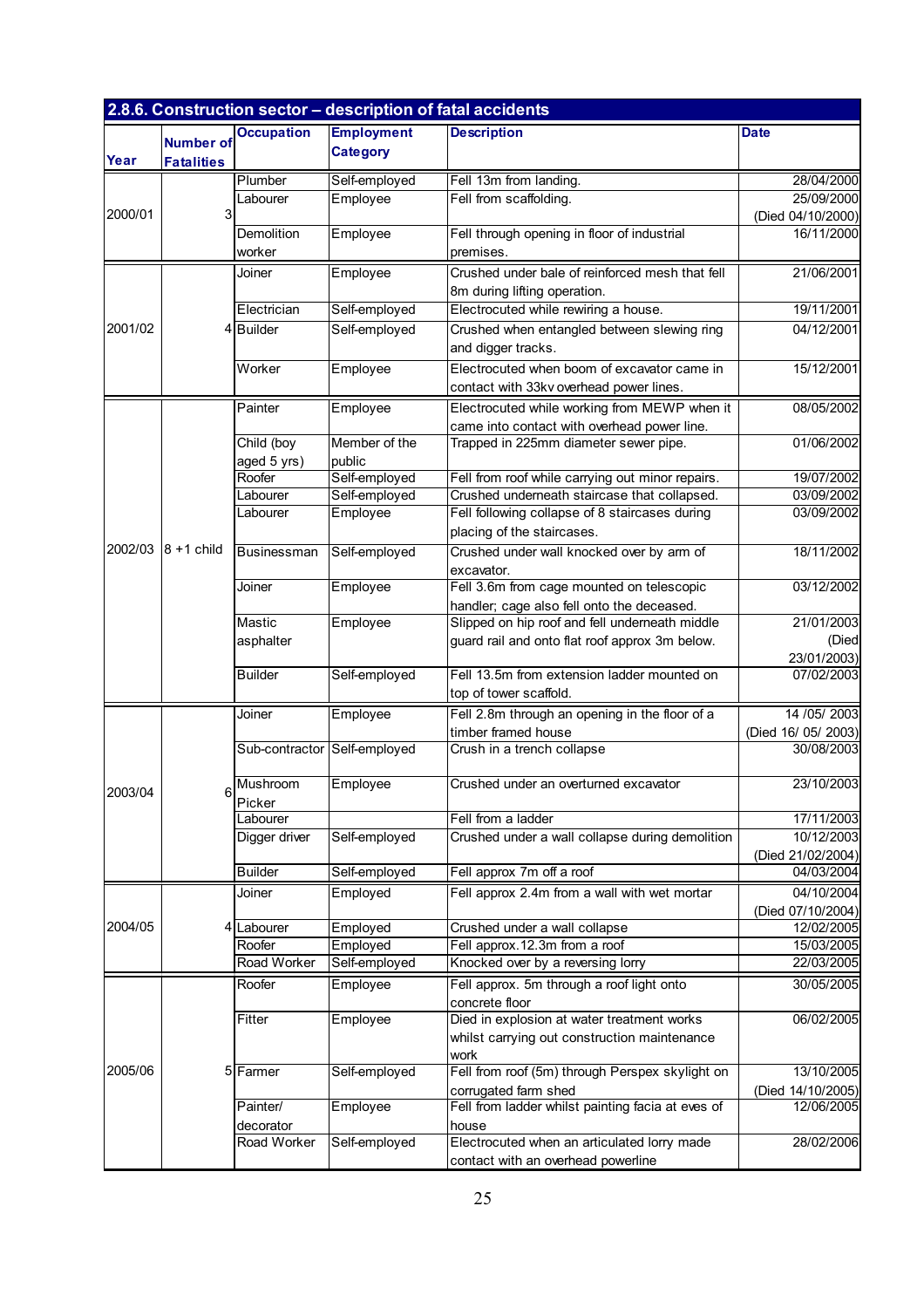## 2.8.6. Construction sector – description of fatal accidents

| Year | Number of Fatalities | Occupation | Employment Category | Description | Date |
|---|---|---|---|---|---|
| 2000/01 | 3 | Plumber | Self-employed | Fell 13m from landing. | 28/04/2000 |
| | | Labourer | Employee | Fell from scaffolding. | 25/09/2000 (Died 04/10/2000) |
| | | Demolition worker | Employee | Fell through opening in floor of industrial premises. | 16/11/2000 |
| 2001/02 | 4 | Joiner | Employee | Crushed under bale of reinforced mesh that fell 8m during lifting operation. | 21/06/2001 |
| | | Electrician | Self-employed | Electrocuted while rewiring a house. | 19/11/2001 |
| | | Builder | Self-employed | Crushed when entangled between slewing ring and digger tracks. | 04/12/2001 |
| | | Worker | Employee | Electrocuted when boom of excavator came in contact with 33kv overhead power lines. | 15/12/2001 |
| 2002/03 | 8 +1 child | Painter | Employee | Electrocuted while working from MEWP when it came into contact with overhead power line. | 08/05/2002 |
| | | Child (boy aged 5 yrs) | Member of the public | Trapped in 225mm diameter sewer pipe. | 01/06/2002 |
| | | Roofer | Self-employed | Fell from roof while carrying out minor repairs. | 19/07/2002 |
| | | Labourer | Self-employed | Crushed underneath staircase that collapsed. | 03/09/2002 |
| | | Labourer | Employee | Fell following collapse of 8 staircases during placing of the staircases. | 03/09/2002 |
| | | Businessman | Self-employed | Crushed under wall knocked over by arm of excavator. | 18/11/2002 |
| | | Joiner | Employee | Fell 3.6m from cage mounted on telescopic handler; cage also fell onto the deceased. | 03/12/2002 |
| | | Mastic asphalter | Employee | Slipped on hip roof and fell underneath middle guard rail and onto flat roof approx 3m below. | 21/01/2003 (Died 23/01/2003) |
| | | Builder | Self-employed | Fell 13.5m from extension ladder mounted on top of tower scaffold. | 07/02/2003 |
| 2003/04 | 6 | Joiner | Employee | Fell 2.8m through an opening in the floor of a timber framed house | 14 /05/ 2003 (Died 16/ 05/ 2003) |
| | | Sub-contractor | Self-employed | Crush in a trench collapse | 30/08/2003 |
| | | Mushroom Picker | Employee | Crushed under an overturned excavator | 23/10/2003 |
| | | Labourer | | Fell from a ladder | 17/11/2003 |
| | | Digger driver | Self-employed | Crushed under a wall collapse during demolition | 10/12/2003 (Died 21/02/2004) |
| | | Builder | Self-employed | Fell approx 7m off a roof | 04/03/2004 |
| 2004/05 | 4 | Joiner | Employed | Fell approx 2.4m from a wall with wet mortar | 04/10/2004 (Died 07/10/2004) |
| | | Labourer | Employed | Crushed under a wall collapse | 12/02/2005 |
| | | Roofer | Employed | Fell approx.12.3m from a roof | 15/03/2005 |
| | | Road Worker | Self-employed | Knocked over by a reversing lorry | 22/03/2005 |
| 2005/06 | 5 | Roofer | Employee | Fell approx. 5m through a roof light onto concrete floor | 30/05/2005 |
| | | Fitter | Employee | Died in explosion at water treatment works whilst carrying out construction maintenance work | 06/02/2005 |
| | | Farmer | Self-employed | Fell from roof (5m) through Perspex skylight on corrugated farm shed | 13/10/2005 (Died 14/10/2005) |
| | | Painter/ decorator | Employee | Fell from ladder whilst painting facia at eves of house | 12/06/2005 |
| | | Road Worker | Self-employed | Electrocuted when an articulated lorry made contact with an overhead powerline | 28/02/2006 |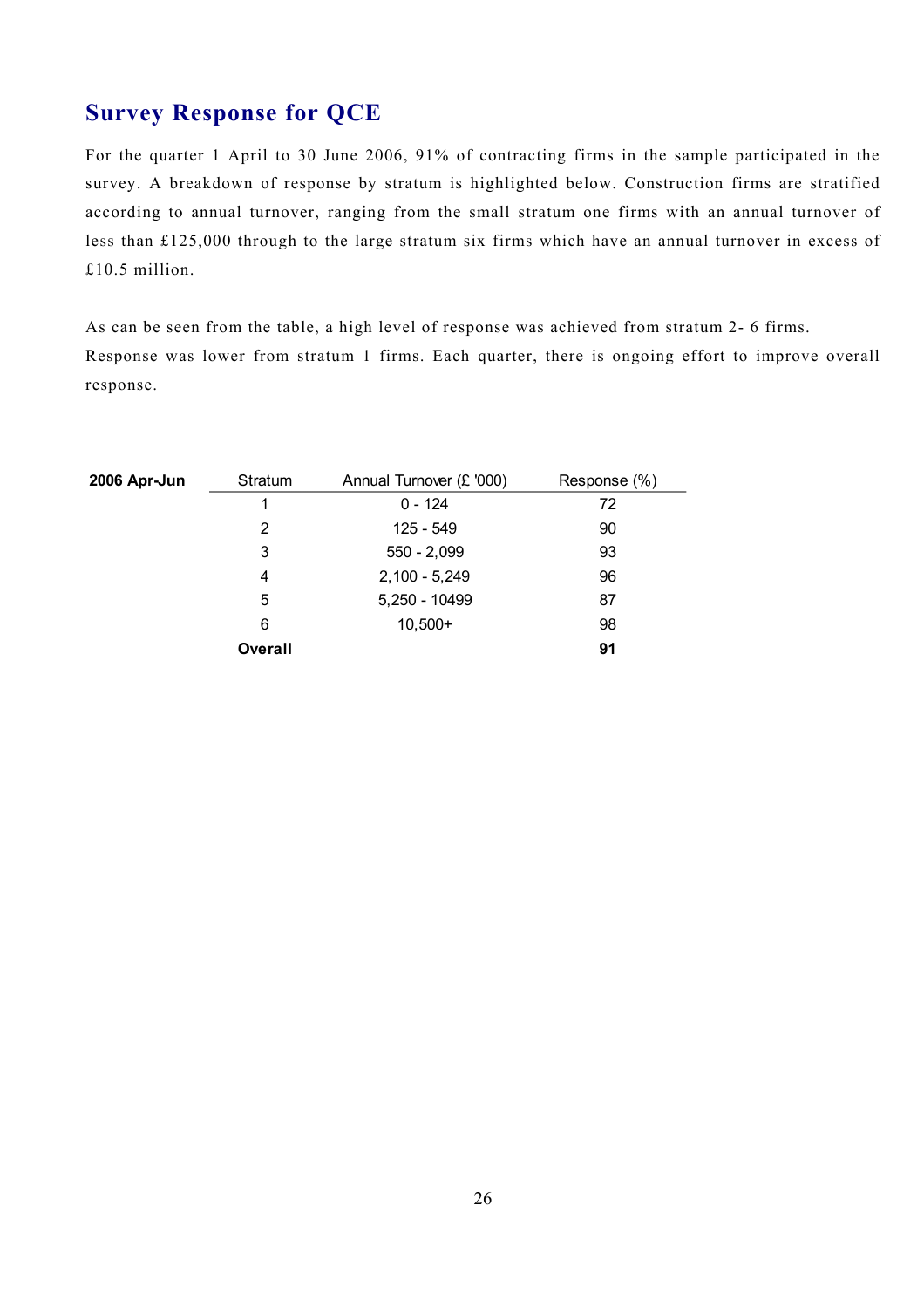## Survey Response for QCE

For the quarter 1 April to 30 June 2006, 91% of contracting firms in the sample participated in the survey. A breakdown of response by stratum is highlighted below. Construction firms are stratified according to annual turnover, ranging from the small stratum one firms with an annual turnover of less than £125,000 through to the large stratum six firms which have an annual turnover in excess of £10.5 million.

As can be seen from the table, a high level of response was achieved from stratum 2- 6 firms. Response was lower from stratum 1 firms. Each quarter, there is ongoing effort to improve overall response.

| **2006 Apr-Jun** | Stratum | Annual Turnover (£ '000) | Response (%) |
|---|---|---|---|
| | 1 | 0 - 124 | 72 |
| | 2 | 125 - 549 | 90 |
| | 3 | 550 - 2,099 | 93 |
| | 4 | 2,100 - 5,249 | 96 |
| | 5 | 5,250 - 10499 | 87 |
| | 6 | 10,500+ | 98 |
| | **Overall** | | **91** |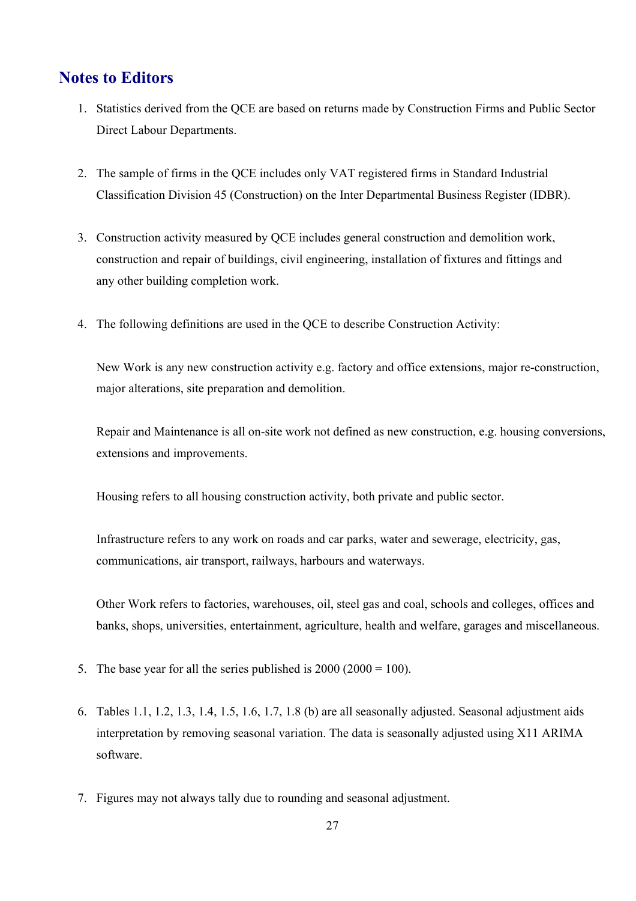## Notes to Editors

1. Statistics derived from the QCE are based on returns made by Construction Firms and Public Sector Direct Labour Departments.

2. The sample of firms in the QCE includes only VAT registered firms in Standard Industrial Classification Division 45 (Construction) on the Inter Departmental Business Register (IDBR).

3. Construction activity measured by QCE includes general construction and demolition work, construction and repair of buildings, civil engineering, installation of fixtures and fittings and any other building completion work.

4. The following definitions are used in the QCE to describe Construction Activity:

   New Work is any new construction activity e.g. factory and office extensions, major re-construction, major alterations, site preparation and demolition.

   Repair and Maintenance is all on-site work not defined as new construction, e.g. housing conversions, extensions and improvements.

   Housing refers to all housing construction activity, both private and public sector.

   Infrastructure refers to any work on roads and car parks, water and sewerage, electricity, gas, communications, air transport, railways, harbours and waterways.

   Other Work refers to factories, warehouses, oil, steel gas and coal, schools and colleges, offices and banks, shops, universities, entertainment, agriculture, health and welfare, garages and miscellaneous.

5. The base year for all the series published is 2000 (2000 = 100).

6. Tables 1.1, 1.2, 1.3, 1.4, 1.5, 1.6, 1.7, 1.8 (b) are all seasonally adjusted. Seasonal adjustment aids interpretation by removing seasonal variation. The data is seasonally adjusted using X11 ARIMA software.

7. Figures may not always tally due to rounding and seasonal adjustment.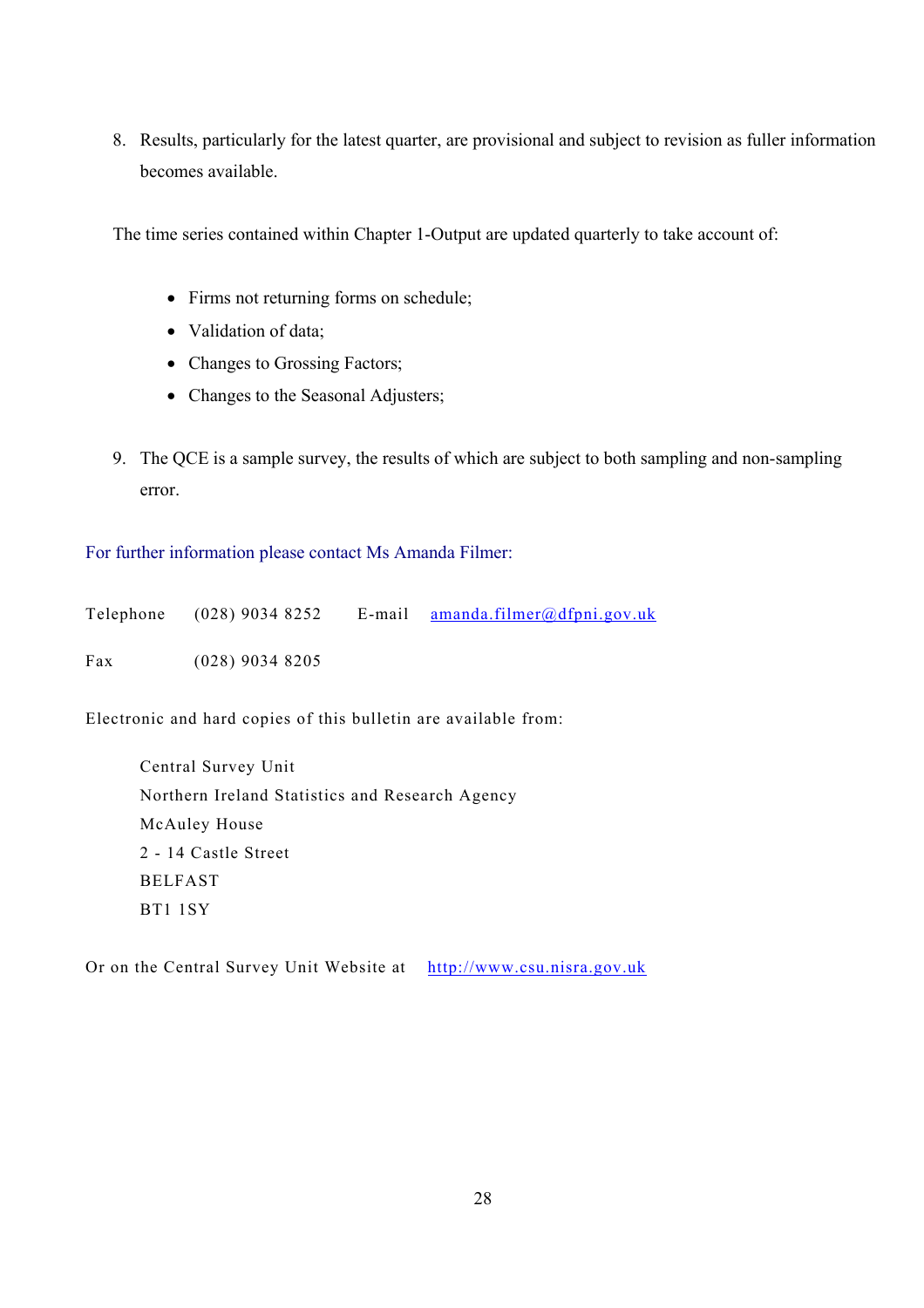8. Results, particularly for the latest quarter, are provisional and subject to revision as fuller information becomes available.

The time series contained within Chapter 1-Output are updated quarterly to take account of:

- Firms not returning forms on schedule;
- Validation of data;
- Changes to Grossing Factors;
- Changes to the Seasonal Adjusters;

9. The QCE is a sample survey, the results of which are subject to both sampling and non-sampling error.

For further information please contact Ms Amanda Filmer:

Telephone (028) 9034 8252 E-mail amanda.filmer@dfpni.gov.uk

Fax (028) 9034 8205

Electronic and hard copies of this bulletin are available from:

Central Survey Unit  
Northern Ireland Statistics and Research Agency  
McAuley House  
2 - 14 Castle Street  
BELFAST  
BT1 1SY

Or on the Central Survey Unit Website at http://www.csu.nisra.gov.uk